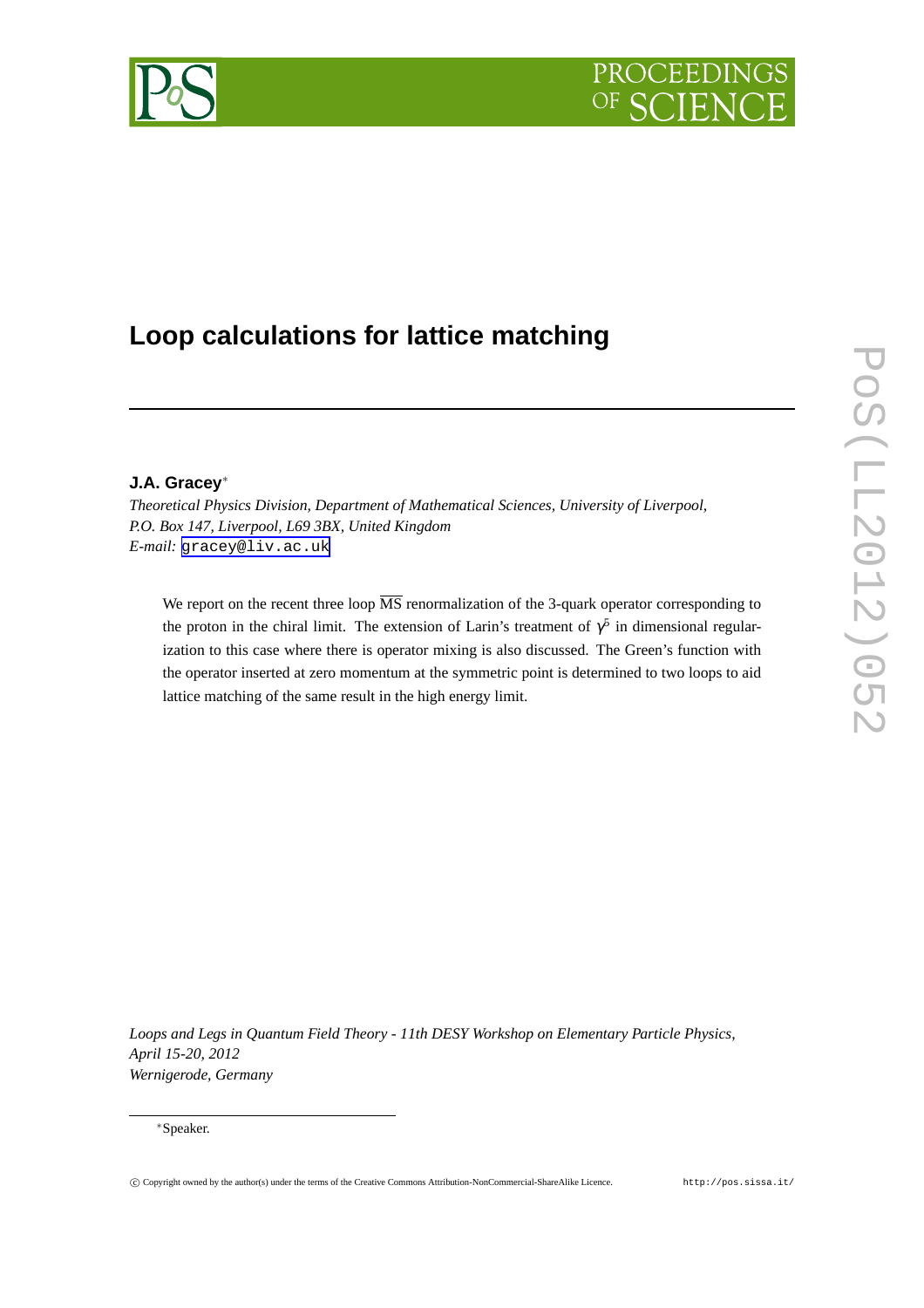# Loop calculations for lattice matching

**J.A. Gracey**[*]

*Theoretical Physics Division, Department of Mathematical Sciences, University of Liverpool, P.O. Box 147, Liverpool, L69 3BX, United Kingdom*
*E-mail:* gracey@liv.ac.uk

We report on the recent three loop $\overline{\text{MS}}$ renormalization of the 3-quark operator corresponding to the proton in the chiral limit. The extension of Larin's treatment of $\gamma^5$ in dimensional regularization to this case where there is operator mixing is also discussed. The Green's function with the operator inserted at zero momentum at the symmetric point is determined to two loops to aid lattice matching of the same result in the high energy limit.

*Loops and Legs in Quantum Field Theory - 11th DESY Workshop on Elementary Particle Physics, April 15-20, 2012*
*Wernigerode, Germany*

[*]Speaker.

© Copyright owned by the author(s) under the terms of the Creative Commons Attribution-NonCommercial-ShareAlike Licence. http://pos.sissa.it/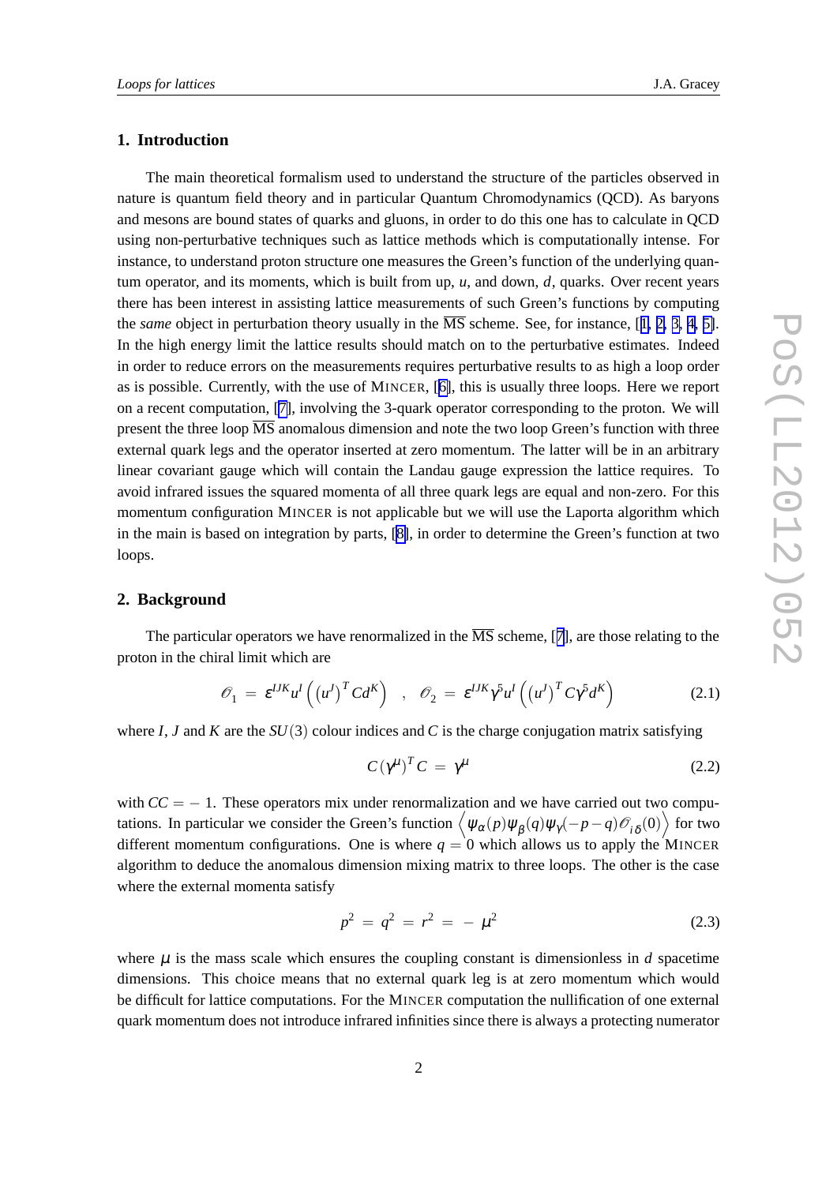## 1. Introduction

The main theoretical formalism used to understand the structure of the particles observed in nature is quantum field theory and in particular Quantum Chromodynamics (QCD). As baryons and mesons are bound states of quarks and gluons, in order to do this one has to calculate in QCD using non-perturbative techniques such as lattice methods which is computationally intense. For instance, to understand proton structure one measures the Green's function of the underlying quantum operator, and its moments, which is built from up, $u$, and down, $d$, quarks. Over recent years there has been interest in assisting lattice measurements of such Green's functions by computing the *same* object in perturbation theory usually in the $\overline{\text{MS}}$ scheme. See, for instance, [1, 2, 3, 4, 5]. In the high energy limit the lattice results should match on to the perturbative estimates. Indeed in order to reduce errors on the measurements requires perturbative results to as high a loop order as is possible. Currently, with the use of MINCER, [6], this is usually three loops. Here we report on a recent computation, [7], involving the 3-quark operator corresponding to the proton. We will present the three loop $\overline{\text{MS}}$ anomalous dimension and note the two loop Green's function with three external quark legs and the operator inserted at zero momentum. The latter will be in an arbitrary linear covariant gauge which will contain the Landau gauge expression the lattice requires. To avoid infrared issues the squared momenta of all three quark legs are equal and non-zero. For this momentum configuration MINCER is not applicable but we will use the Laporta algorithm which in the main is based on integration by parts, [8], in order to determine the Green's function at two loops.

## 2. Background

The particular operators we have renormalized in the $\overline{\text{MS}}$ scheme, [7], are those relating to the proton in the chiral limit which are

$$\mathcal{O}_1 \ = \ \varepsilon^{IJK} u^I \left( \left(u^J\right)^T C d^K \right) \quad , \quad \mathcal{O}_2 \ = \ \varepsilon^{IJK} \gamma^5 u^I \left( \left(u^J\right)^T C \gamma^5 d^K \right) \tag{2.1}$$

where $I$, $J$ and $K$ are the $SU(3)$ colour indices and $C$ is the charge conjugation matrix satisfying

$$C \left(\gamma^\mu\right)^T C \ = \ \gamma^\mu \tag{2.2}$$

with $CC = -1$. These operators mix under renormalization and we have carried out two computations. In particular we consider the Green's function $\left\langle \psi_\alpha(p) \psi_\beta(q) \psi_\gamma(-p-q) \mathcal{O}_{i\,\delta}(0) \right\rangle$ for two different momentum configurations. One is where $q = 0$ which allows us to apply the MINCER algorithm to deduce the anomalous dimension mixing matrix to three loops. The other is the case where the external momenta satisfy

$$p^2 \ = \ q^2 \ = \ r^2 \ = \ - \ \mu^2 \tag{2.3}$$

where $\mu$ is the mass scale which ensures the coupling constant is dimensionless in $d$ spacetime dimensions. This choice means that no external quark leg is at zero momentum which would be difficult for lattice computations. For the MINCER computation the nullification of one external quark momentum does not introduce infrared infinities since there is always a protecting numerator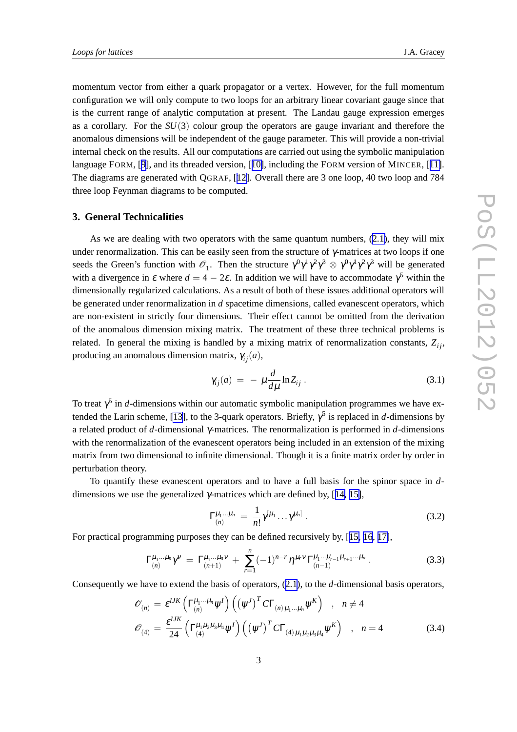momentum vector from either a quark propagator or a vertex. However, for the full momentum configuration we will only compute to two loops for an arbitrary linear covariant gauge since that is the current range of analytic computation at present. The Landau gauge expression emerges as a corollary. For the $SU(3)$ colour group the operators are gauge invariant and therefore the anomalous dimensions will be independent of the gauge parameter. This will provide a non-trivial internal check on the results. All our computations are carried out using the symbolic manipulation language FORM, [9], and its threaded version, [10], including the FORM version of MINCER, [11]. The diagrams are generated with QGRAF, [12]. Overall there are 3 one loop, 40 two loop and 784 three loop Feynman diagrams to be computed.

### 3. General Technicalities

As we are dealing with two operators with the same quantum numbers, (2.1), they will mix under renormalization. This can be easily seen from the structure of $\gamma$-matrices at two loops if one seeds the Green's function with $\mathscr{O}_1$. Then the structure $\gamma^0\gamma^1\gamma^2\gamma^3 \otimes \gamma^0\gamma^1\gamma^2\gamma^3$ will be generated with a divergence in $\varepsilon$ where $d = 4 - 2\varepsilon$. In addition we will have to accommodate $\gamma^5$ within the dimensionally regularized calculations. As a result of both of these issues additional operators will be generated under renormalization in $d$ spacetime dimensions, called evanescent operators, which are non-existent in strictly four dimensions. Their effect cannot be omitted from the derivation of the anomalous dimension mixing matrix. The treatment of these three technical problems is related. In general the mixing is handled by a mixing matrix of renormalization constants, $Z_{ij}$, producing an anomalous dimension matrix, $\gamma_{ij}(a)$,

$$\gamma_{ij}(a) ~=~ -~ \mu \frac{d}{d\mu} \ln Z_{ij} ~. \tag{3.1}$$

To treat $\gamma^5$ in $d$-dimensions within our automatic symbolic manipulation programmes we have extended the Larin scheme, [13], to the 3-quark operators. Briefly, $\gamma^5$ is replaced in $d$-dimensions by a related product of $d$-dimensional $\gamma$-matrices. The renormalization is performed in $d$-dimensions with the renormalization of the evanescent operators being included in an extension of the mixing matrix from two dimensional to infinite dimensional. Though it is a finite matrix order by order in perturbation theory.

To quantify these evanescent operators and to have a full basis for the spinor space in $d$-dimensions we use the generalized $\gamma$-matrices which are defined by, [14, 15],

$$\Gamma_{(n)}^{\mu_1 \ldots \mu_n} ~=~ \frac{1}{n!} \gamma^{[\mu_1} \ldots \gamma^{\mu_n]} ~. \tag{3.2}$$

For practical programming purposes they can be defined recursively by, [15, 16, 17],

$$\Gamma_{(n)}^{\mu_1 \ldots \mu_n} \gamma^\nu ~=~ \Gamma_{(n+1)}^{\mu_1 \ldots \mu_n \nu} ~+~ \sum_{r=1}^n (-1)^{n-r} \eta^{\mu_r \nu} \Gamma_{(n-1)}^{\mu_1 \ldots \mu_{r-1} \mu_{r+1} \ldots \mu_n} ~. \tag{3.3}$$

Consequently we have to extend the basis of operators, (2.1), to the $d$-dimensional basis operators,

$$\begin{aligned} \mathscr{O}_{(n)} &= \varepsilon^{IJK} \left( \Gamma_{(n)}^{\mu_1 \ldots \mu_n} \psi^I \right) \left( \left( \psi^J \right)^T C \Gamma_{(n)\, \mu_1 \ldots \mu_n} \psi^K \right) \quad , \quad n \neq 4 \\ \mathscr{O}_{(4)} &= \frac{\varepsilon^{IJK}}{24} \left( \Gamma_{(4)}^{\mu_1 \mu_2 \mu_3 \mu_4} \psi^I \right) \left( \left( \psi^J \right)^T C \Gamma_{(4)\, \mu_1 \mu_2 \mu_3 \mu_4} \psi^K \right) \quad , \quad n = 4 \end{aligned} \tag{3.4}$$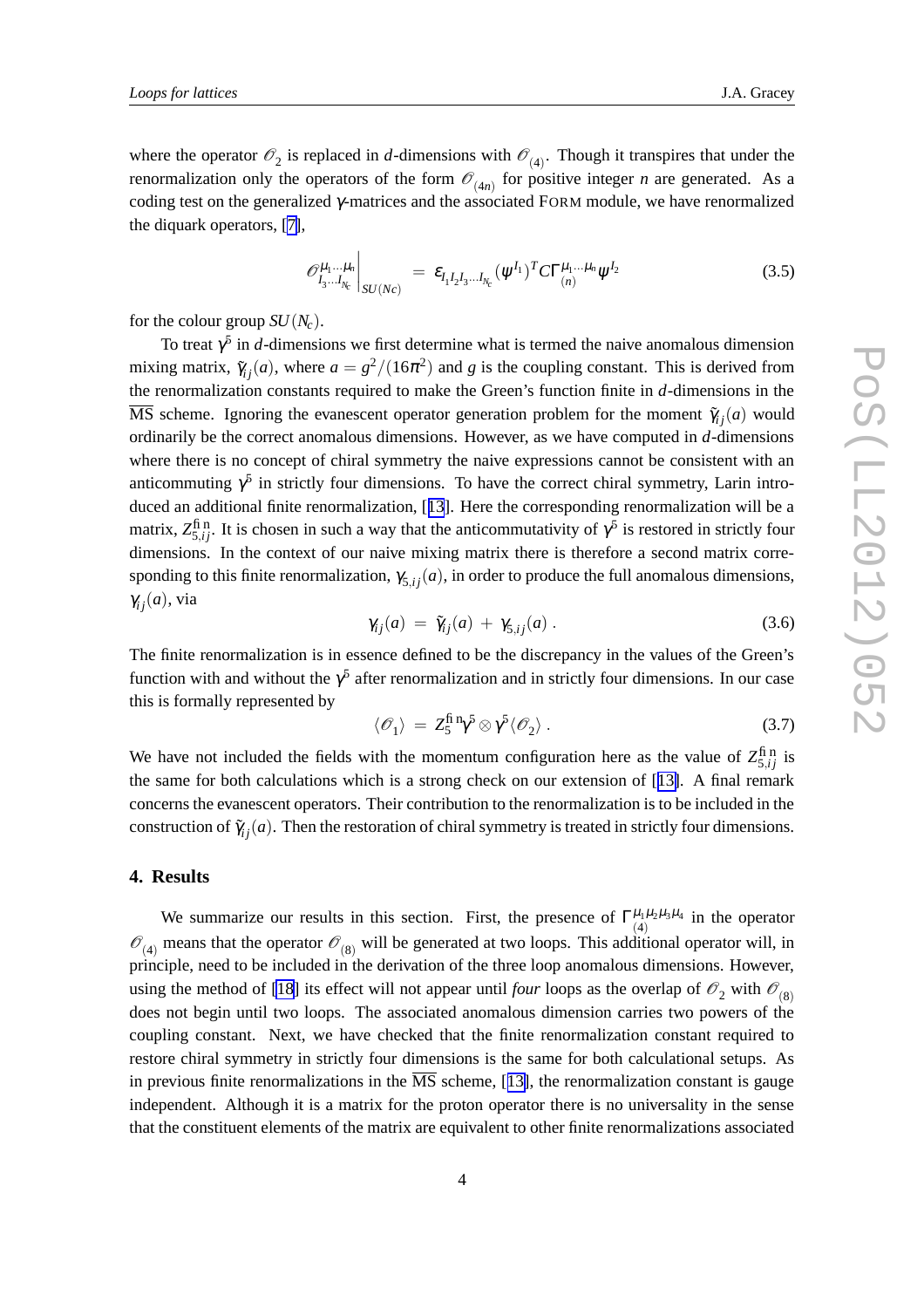where the operator $\mathcal{O}_2$ is replaced in $d$-dimensions with $\mathcal{O}_{(4)}$. Though it transpires that under the renormalization only the operators of the form $\mathcal{O}_{(4n)}$ for positive integer $n$ are generated. As a coding test on the generalized $\gamma$-matrices and the associated FORM module, we have renormalized the diquark operators, [7],

$$\mathcal{O}^{\mu_1 \ldots \mu_n}_{I_3 \ldots I_{N_c}} \bigg|_{SU(Nc)} = \varepsilon_{I_1 I_2 I_3 \ldots I_{N_c}} (\psi^{I_1})^T C \Gamma^{\mu_1 \ldots \mu_n}_{(n)} \psi^{I_2} \tag{3.5}$$

for the colour group $SU(N_c)$.

To treat $\gamma^5$ in $d$-dimensions we first determine what is termed the naive anomalous dimension mixing matrix, $\tilde{\gamma}_{ij}(a)$, where $a = g^2/(16\pi^2)$ and $g$ is the coupling constant. This is derived from the renormalization constants required to make the Green's function finite in $d$-dimensions in the $\overline{\text{MS}}$ scheme. Ignoring the evanescent operator generation problem for the moment $\tilde{\gamma}_{ij}(a)$ would ordinarily be the correct anomalous dimensions. However, as we have computed in $d$-dimensions where there is no concept of chiral symmetry the naive expressions cannot be consistent with an anticommuting $\gamma^5$ in strictly four dimensions. To have the correct chiral symmetry, Larin introduced an additional finite renormalization, [13]. Here the corresponding renormalization will be a matrix, $Z^{\text{fin}}_{5,ij}$. It is chosen in such a way that the anticommutativity of $\gamma^5$ is restored in strictly four dimensions. In the context of our naive mixing matrix there is therefore a second matrix corresponding to this finite renormalization, $\gamma_{5,ij}(a)$, in order to produce the full anomalous dimensions, $\gamma_{ij}(a)$, via

$$\gamma_{ij}(a) = \tilde{\gamma}_{ij}(a) + \gamma_{5,ij}(a) . \tag{3.6}$$

The finite renormalization is in essence defined to be the discrepancy in the values of the Green's function with and without the $\gamma^5$ after renormalization and in strictly four dimensions. In our case this is formally represented by

$$\langle \mathcal{O}_1 \rangle = Z^{\text{fin}}_5 \gamma^5 \otimes \gamma^5 \langle \mathcal{O}_2 \rangle . \tag{3.7}$$

We have not included the fields with the momentum configuration here as the value of $Z^{\text{fin}}_{5,ij}$ is the same for both calculations which is a strong check on our extension of [13]. A final remark concerns the evanescent operators. Their contribution to the renormalization is to be included in the construction of $\tilde{\gamma}_{ij}(a)$. Then the restoration of chiral symmetry is treated in strictly four dimensions.

## 4. Results

We summarize our results in this section. First, the presence of $\Gamma^{\mu_1\mu_2\mu_3\mu_4}_{(4)}$ in the operator $\mathcal{O}_{(4)}$ means that the operator $\mathcal{O}_{(8)}$ will be generated at two loops. This additional operator will, in principle, need to be included in the derivation of the three loop anomalous dimensions. However, using the method of [18] its effect will not appear until *four* loops as the overlap of $\mathcal{O}_2$ with $\mathcal{O}_{(8)}$ does not begin until two loops. The associated anomalous dimension carries two powers of the coupling constant. Next, we have checked that the finite renormalization constant required to restore chiral symmetry in strictly four dimensions is the same for both calculational setups. As in previous finite renormalizations in the $\overline{\text{MS}}$ scheme, [13], the renormalization constant is gauge independent. Although it is a matrix for the proton operator there is no universality in the sense that the constituent elements of the matrix are equivalent to other finite renormalizations associated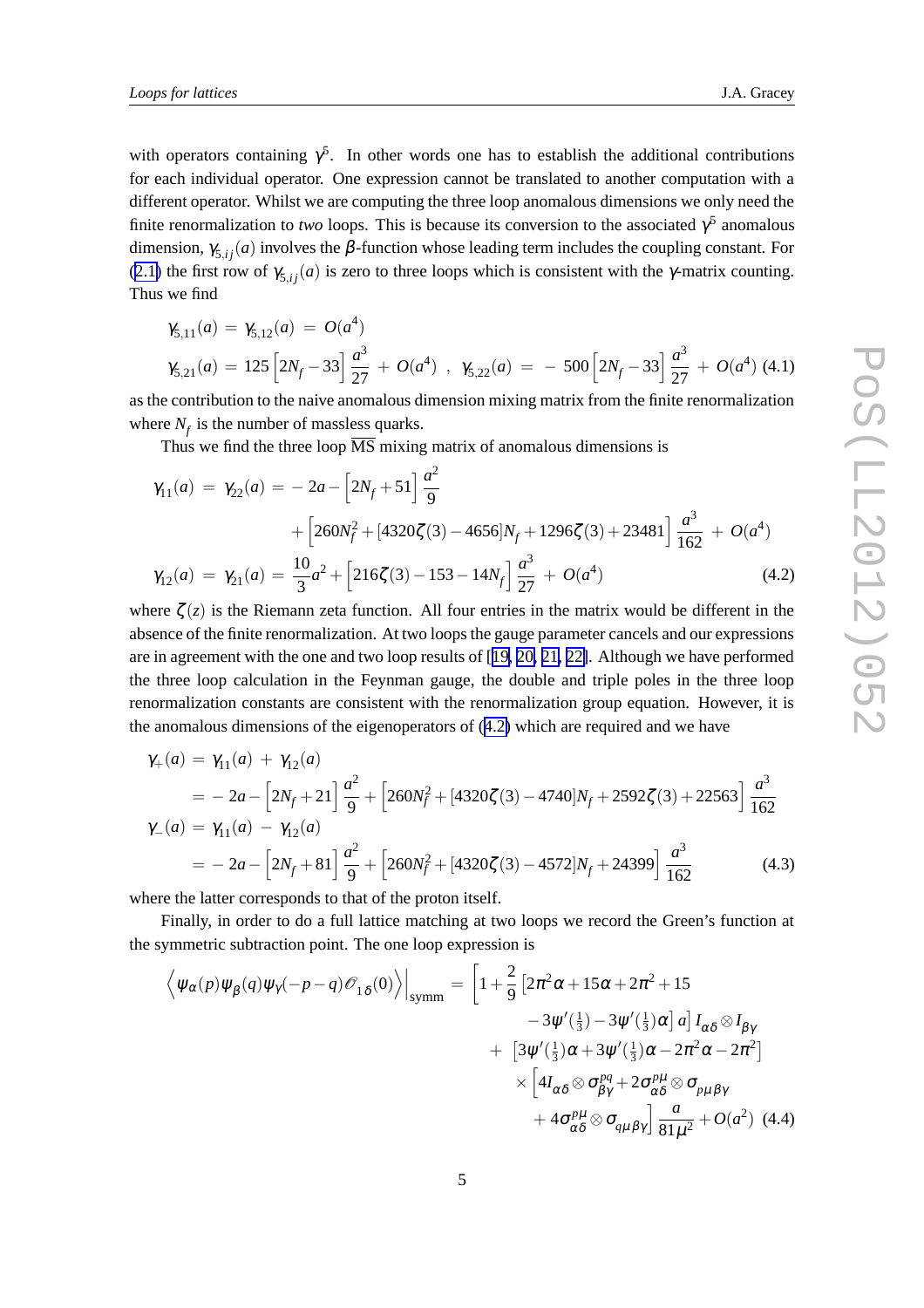with operators containing $\gamma^5$. In other words one has to establish the additional contributions for each individual operator. One expression cannot be translated to another computation with a different operator. Whilst we are computing the three loop anomalous dimensions we only need the finite renormalization to *two* loops. This is because its conversion to the associated $\gamma^5$ anomalous dimension, $\gamma_{5,ij}(a)$ involves the $\beta$-function whose leading term includes the coupling constant. For (2.1) the first row of $\gamma_{5,ij}(a)$ is zero to three loops which is consistent with the $\gamma$-matrix counting. Thus we find

$$
\begin{aligned}
\gamma_{5,11}(a) &= \gamma_{5,12}(a) = O(a^4) \\
\gamma_{5,21}(a) &= 125\left[2N_f - 33\right]\frac{a^3}{27} + O(a^4) \ , \ \gamma_{5,22}(a) = -500\left[2N_f - 33\right]\frac{a^3}{27} + O(a^4)
\end{aligned} \tag{4.1}
$$

as the contribution to the naive anomalous dimension mixing matrix from the finite renormalization where $N_f$ is the number of massless quarks.

Thus we find the three loop $\overline{\text{MS}}$ mixing matrix of anomalous dimensions is

$$
\begin{aligned}
\gamma_{11}(a) &= \gamma_{22}(a) = -2a - \left[2N_f + 51\right]\frac{a^2}{9} \\
&\quad + \left[260N_f^2 + [4320\zeta(3) - 4656]N_f + 1296\zeta(3) + 23481\right]\frac{a^3}{162} + O(a^4) \\
\gamma_{12}(a) &= \gamma_{21}(a) = \frac{10}{3}a^2 + \left[216\zeta(3) - 153 - 14N_f\right]\frac{a^3}{27} + O(a^4)
\end{aligned} \tag{4.2}
$$

where $\zeta(z)$ is the Riemann zeta function. All four entries in the matrix would be different in the absence of the finite renormalization. At two loops the gauge parameter cancels and our expressions are in agreement with the one and two loop results of [19, 20, 21, 22]. Although we have performed the three loop calculation in the Feynman gauge, the double and triple poles in the three loop renormalization constants are consistent with the renormalization group equation. However, it is the anomalous dimensions of the eigenoperators of (4.2) which are required and we have

$$
\begin{aligned}
\gamma_+(a) &= \gamma_{11}(a) + \gamma_{12}(a) \\
&= -2a - \left[2N_f + 21\right]\frac{a^2}{9} + \left[260N_f^2 + [4320\zeta(3) - 4740]N_f + 2592\zeta(3) + 22563\right]\frac{a^3}{162} \\
\gamma_-(a) &= \gamma_{11}(a) - \gamma_{12}(a) \\
&= -2a - \left[2N_f + 81\right]\frac{a^2}{9} + \left[260N_f^2 + [4320\zeta(3) - 4572]N_f + 24399\right]\frac{a^3}{162}
\end{aligned} \tag{4.3}
$$

where the latter corresponds to that of the proton itself.

Finally, in order to do a full lattice matching at two loops we record the Green's function at the symmetric subtraction point. The one loop expression is

$$
\begin{aligned}
\left\langle \psi_\alpha(p)\psi_\beta(q)\psi_\gamma(-p-q)\mathcal{O}_{1\delta}(0)\right\rangle\Big|_{\text{symm}} &= \Big[1 + \frac{2}{9}\left[2\pi^2\alpha + 15\alpha + 2\pi^2 + 15\right. \\
&\qquad \left.- 3\psi'(\tfrac{1}{3}) - 3\psi'(\tfrac{1}{3})\alpha\right] a\Big] I_{\alpha\delta}\otimes I_{\beta\gamma} \\
&\quad + \left[3\psi'(\tfrac{1}{3})\alpha + 3\psi'(\tfrac{1}{3})\alpha - 2\pi^2\alpha - 2\pi^2\right] \\
&\quad \times \Big[4I_{\alpha\delta}\otimes\sigma^{pq}_{\beta\gamma} + 2\sigma^{p\mu}_{\alpha\delta}\otimes\sigma_{p\mu\beta\gamma} \\
&\qquad + 4\sigma^{p\mu}_{\alpha\delta}\otimes\sigma_{q\mu\beta\gamma}\Big]\frac{a}{81\mu^2} + O(a^2)
\end{aligned} \tag{4.4}
$$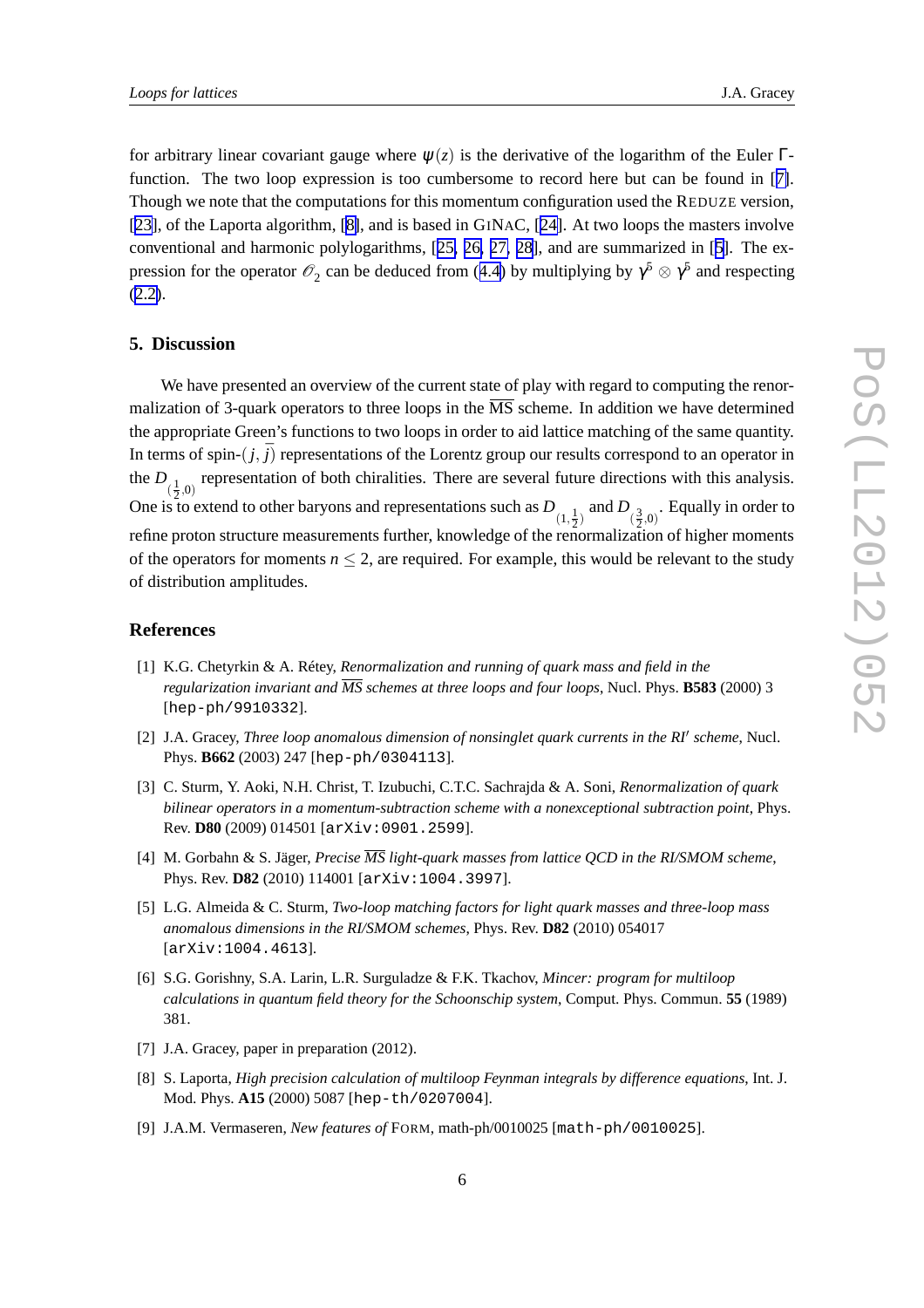for arbitrary linear covariant gauge where $\psi(z)$ is the derivative of the logarithm of the Euler $\Gamma$-function. The two loop expression is too cumbersome to record here but can be found in [7]. Though we note that the computations for this momentum configuration used the REDUZE version, [23], of the Laporta algorithm, [8], and is based in GINAC, [24]. At two loops the masters involve conventional and harmonic polylogarithms, [25, 26, 27, 28], and are summarized in [5]. The expression for the operator $\mathscr{O}_2$ can be deduced from (4.4) by multiplying by $\gamma^5 \otimes \gamma^5$ and respecting (2.2).

## 5. Discussion

We have presented an overview of the current state of play with regard to computing the renormalization of 3-quark operators to three loops in the $\overline{\text{MS}}$ scheme. In addition we have determined the appropriate Green's functions to two loops in order to aid lattice matching of the same quantity. In terms of spin-$(j,\bar{j})$ representations of the Lorentz group our results correspond to an operator in the $D_{(\frac{1}{2},0)}$ representation of both chiralities. There are several future directions with this analysis. One is to extend to other baryons and representations such as $D_{(1,\frac{1}{2})}$ and $D_{(\frac{3}{2},0)}$. Equally in order to refine proton structure measurements further, knowledge of the renormalization of higher moments of the operators for moments $n \leq 2$, are required. For example, this would be relevant to the study of distribution amplitudes.

## References

[1] K.G. Chetyrkin & A. Rétey, *Renormalization and running of quark mass and field in the regularization invariant and $\overline{MS}$ schemes at three loops and four loops*, Nucl. Phys. **B583** (2000) 3 [hep-ph/9910332].

[2] J.A. Gracey, *Three loop anomalous dimension of nonsinglet quark currents in the RI′ scheme*, Nucl. Phys. **B662** (2003) 247 [hep-ph/0304113].

[3] C. Sturm, Y. Aoki, N.H. Christ, T. Izubuchi, C.T.C. Sachrajda & A. Soni, *Renormalization of quark bilinear operators in a momentum-subtraction scheme with a nonexceptional subtraction point*, Phys. Rev. **D80** (2009) 014501 [arXiv:0901.2599].

[4] M. Gorbahn & S. Jäger, *Precise $\overline{MS}$ light-quark masses from lattice QCD in the RI/SMOM scheme*, Phys. Rev. **D82** (2010) 114001 [arXiv:1004.3997].

[5] L.G. Almeida & C. Sturm, *Two-loop matching factors for light quark masses and three-loop mass anomalous dimensions in the RI/SMOM schemes*, Phys. Rev. **D82** (2010) 054017 [arXiv:1004.4613].

[6] S.G. Gorishny, S.A. Larin, L.R. Surguladze & F.K. Tkachov, *Mincer: program for multiloop calculations in quantum field theory for the Schoonschip system*, Comput. Phys. Commun. **55** (1989) 381.

[7] J.A. Gracey, paper in preparation (2012).

[8] S. Laporta, *High precision calculation of multiloop Feynman integrals by difference equations*, Int. J. Mod. Phys. **A15** (2000) 5087 [hep-th/0207004].

[9] J.A.M. Vermaseren, *New features of* FORM, math-ph/0010025 [math-ph/0010025].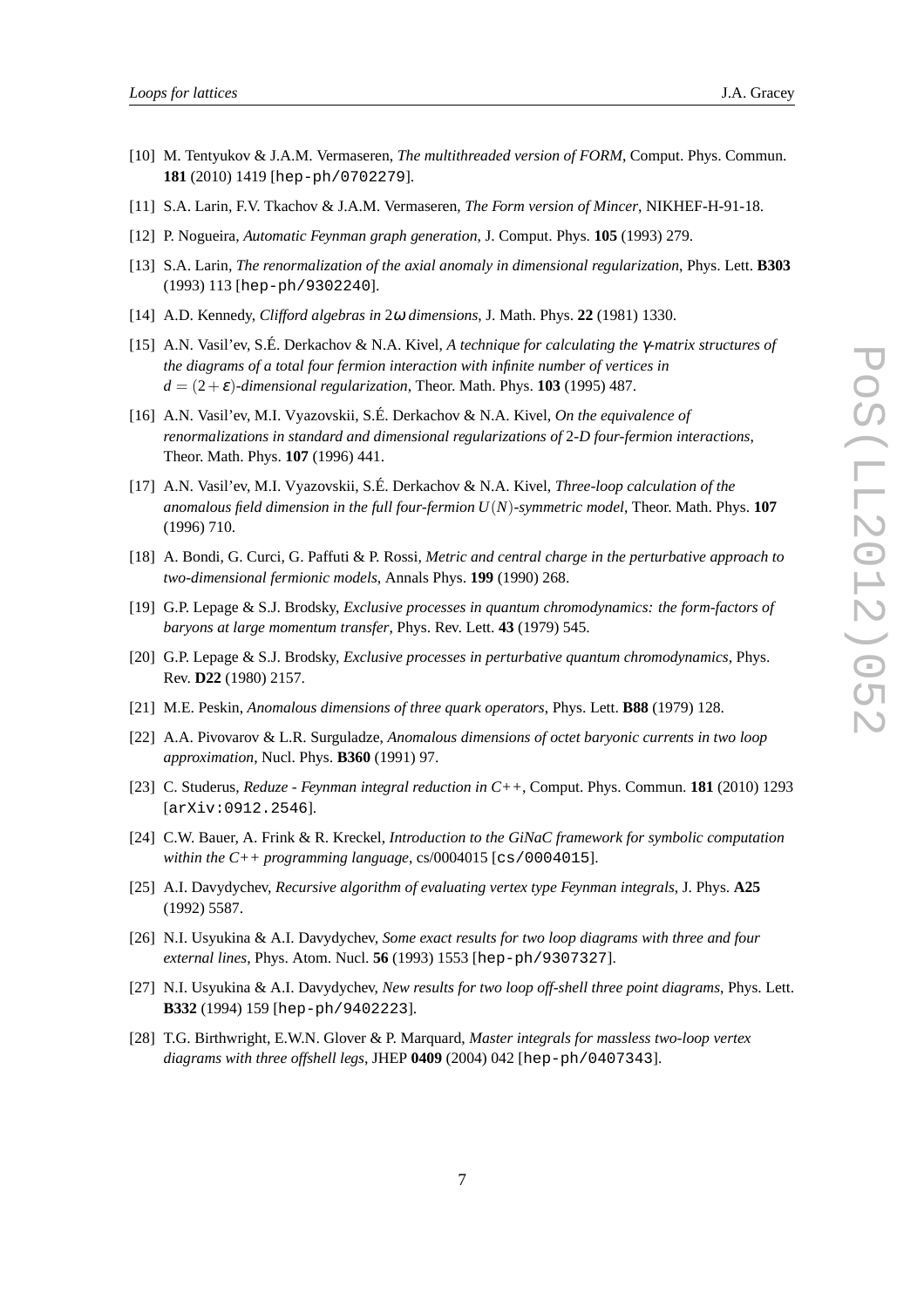[10] M. Tentyukov & J.A.M. Vermaseren, *The multithreaded version of FORM*, Comput. Phys. Commun. **181** (2010) 1419 [hep-ph/0702279].

[11] S.A. Larin, F.V. Tkachov & J.A.M. Vermaseren, *The Form version of Mincer*, NIKHEF-H-91-18.

[12] P. Nogueira, *Automatic Feynman graph generation*, J. Comput. Phys. **105** (1993) 279.

[13] S.A. Larin, *The renormalization of the axial anomaly in dimensional regularization*, Phys. Lett. **B303** (1993) 113 [hep-ph/9302240].

[14] A.D. Kennedy, *Clifford algebras in* $2\omega$ *dimensions*, J. Math. Phys. **22** (1981) 1330.

[15] A.N. Vasil'ev, S.É. Derkachov & N.A. Kivel, *A technique for calculating the* $\gamma$*-matrix structures of the diagrams of a total four fermion interaction with infinite number of vertices in* $d = (2+\varepsilon)$*-dimensional regularization*, Theor. Math. Phys. **103** (1995) 487.

[16] A.N. Vasil'ev, M.I. Vyazovskii, S.É. Derkachov & N.A. Kivel, *On the equivalence of renormalizations in standard and dimensional regularizations of* 2*-D four-fermion interactions*, Theor. Math. Phys. **107** (1996) 441.

[17] A.N. Vasil'ev, M.I. Vyazovskii, S.É. Derkachov & N.A. Kivel, *Three-loop calculation of the anomalous field dimension in the full four-fermion* $U(N)$*-symmetric model*, Theor. Math. Phys. **107** (1996) 710.

[18] A. Bondi, G. Curci, G. Paffuti & P. Rossi, *Metric and central charge in the perturbative approach to two-dimensional fermionic models*, Annals Phys. **199** (1990) 268.

[19] G.P. Lepage & S.J. Brodsky, *Exclusive processes in quantum chromodynamics: the form-factors of baryons at large momentum transfer*, Phys. Rev. Lett. **43** (1979) 545.

[20] G.P. Lepage & S.J. Brodsky, *Exclusive processes in perturbative quantum chromodynamics*, Phys. Rev. **D22** (1980) 2157.

[21] M.E. Peskin, *Anomalous dimensions of three quark operators*, Phys. Lett. **B88** (1979) 128.

[22] A.A. Pivovarov & L.R. Surguladze, *Anomalous dimensions of octet baryonic currents in two loop approximation*, Nucl. Phys. **B360** (1991) 97.

[23] C. Studerus, *Reduze - Feynman integral reduction in C++*, Comput. Phys. Commun. **181** (2010) 1293 [arXiv:0912.2546].

[24] C.W. Bauer, A. Frink & R. Kreckel, *Introduction to the GiNaC framework for symbolic computation within the C++ programming language*, cs/0004015 [cs/0004015].

[25] A.I. Davydychev, *Recursive algorithm of evaluating vertex type Feynman integrals*, J. Phys. **A25** (1992) 5587.

[26] N.I. Usyukina & A.I. Davydychev, *Some exact results for two loop diagrams with three and four external lines*, Phys. Atom. Nucl. **56** (1993) 1553 [hep-ph/9307327].

[27] N.I. Usyukina & A.I. Davydychev, *New results for two loop off-shell three point diagrams*, Phys. Lett. **B332** (1994) 159 [hep-ph/9402223].

[28] T.G. Birthwright, E.W.N. Glover & P. Marquard, *Master integrals for massless two-loop vertex diagrams with three offshell legs*, JHEP **0409** (2004) 042 [hep-ph/0407343].